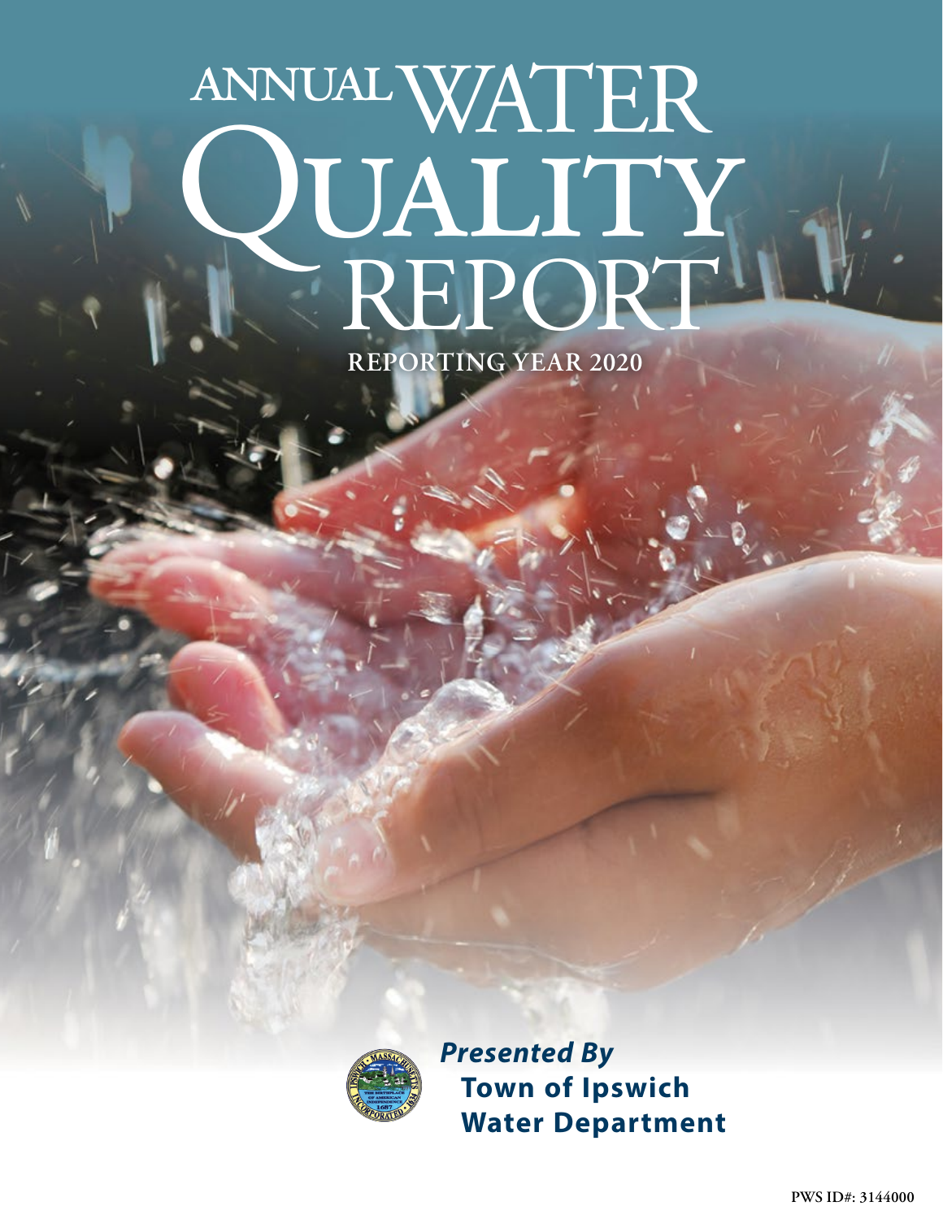# ANNUAL WATER QUALITY REPORT

**REPORTING YEAR 2020**

***Presented By***

**Town of Ipswich Water Department**

PWS ID#: 3144000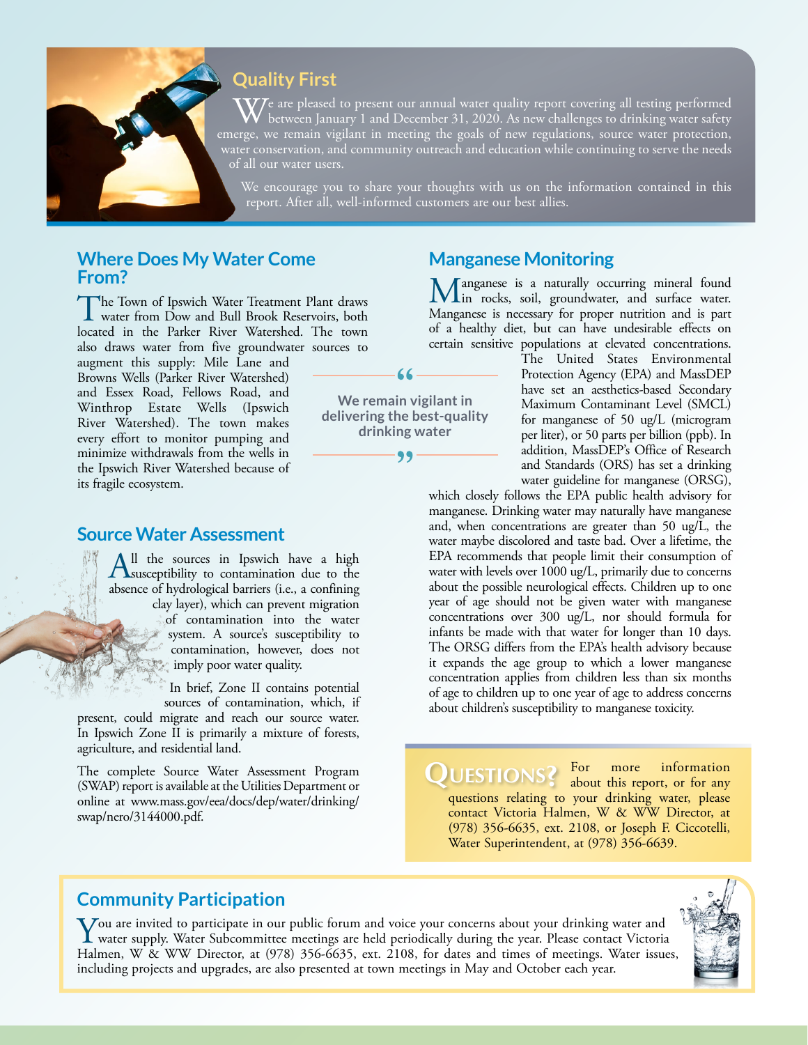## Quality First

We are pleased to present our annual water quality report covering all testing performed between January 1 and December 31, 2020. As new challenges to drinking water safety emerge, we remain vigilant in meeting the goals of new regulations, source water protection, water conservation, and community outreach and education while continuing to serve the needs of all our water users.

We encourage you to share your thoughts with us on the information contained in this report. After all, well-informed customers are our best allies.

## Where Does My Water Come From?

The Town of Ipswich Water Treatment Plant draws water from Dow and Bull Brook Reservoirs, both located in the Parker River Watershed. The town also draws water from five groundwater sources to augment this supply: Mile Lane and Browns Wells (Parker River Watershed) and Essex Road, Fellows Road, and Winthrop Estate Wells (Ipswich River Watershed). The town makes every effort to monitor pumping and minimize withdrawals from the wells in the Ipswich River Watershed because of its fragile ecosystem.

> "We remain vigilant in delivering the best-quality drinking water"

## Source Water Assessment

All the sources in Ipswich have a high susceptibility to contamination due to the absence of hydrological barriers (i.e., a confining clay layer), which can prevent migration of contamination into the water system. A source's susceptibility to contamination, however, does not imply poor water quality.

In brief, Zone II contains potential sources of contamination, which, if present, could migrate and reach our source water. In Ipswich Zone II is primarily a mixture of forests, agriculture, and residential land.

The complete Source Water Assessment Program (SWAP) report is available at the Utilities Department or online at www.mass.gov/eea/docs/dep/water/drinking/swap/nero/3144000.pdf.

## Manganese Monitoring

Manganese is a naturally occurring mineral found in rocks, soil, groundwater, and surface water. Manganese is necessary for proper nutrition and is part of a healthy diet, but can have undesirable effects on certain sensitive populations at elevated concentrations. The United States Environmental Protection Agency (EPA) and MassDEP have set an aesthetics-based Secondary Maximum Contaminant Level (SMCL) for manganese of 50 ug/L (microgram per liter), or 50 parts per billion (ppb). In addition, MassDEP's Office of Research and Standards (ORS) has set a drinking water guideline for manganese (ORSG), which closely follows the EPA public health advisory for manganese. Drinking water may naturally have manganese and, when concentrations are greater than 50 ug/L, the water maybe discolored and taste bad. Over a lifetime, the EPA recommends that people limit their consumption of water with levels over 1000 ug/L, primarily due to concerns about the possible neurological effects. Children up to one year of age should not be given water with manganese concentrations over 300 ug/L, nor should formula for infants be made with that water for longer than 10 days. The ORSG differs from the EPA's health advisory because it expands the age group to which a lower manganese concentration applies from children less than six months of age to children up to one year of age to address concerns about children's susceptibility to manganese toxicity.

**QUESTIONS?** For more information about this report, or for any questions relating to your drinking water, please contact Victoria Halmen, W & WW Director, at (978) 356-6635, ext. 2108, or Joseph F. Ciccotelli, Water Superintendent, at (978) 356-6639.

## Community Participation

You are invited to participate in our public forum and voice your concerns about your drinking water and water supply. Water Subcommittee meetings are held periodically during the year. Please contact Victoria Halmen, W & WW Director, at (978) 356-6635, ext. 2108, for dates and times of meetings. Water issues, including projects and upgrades, are also presented at town meetings in May and October each year.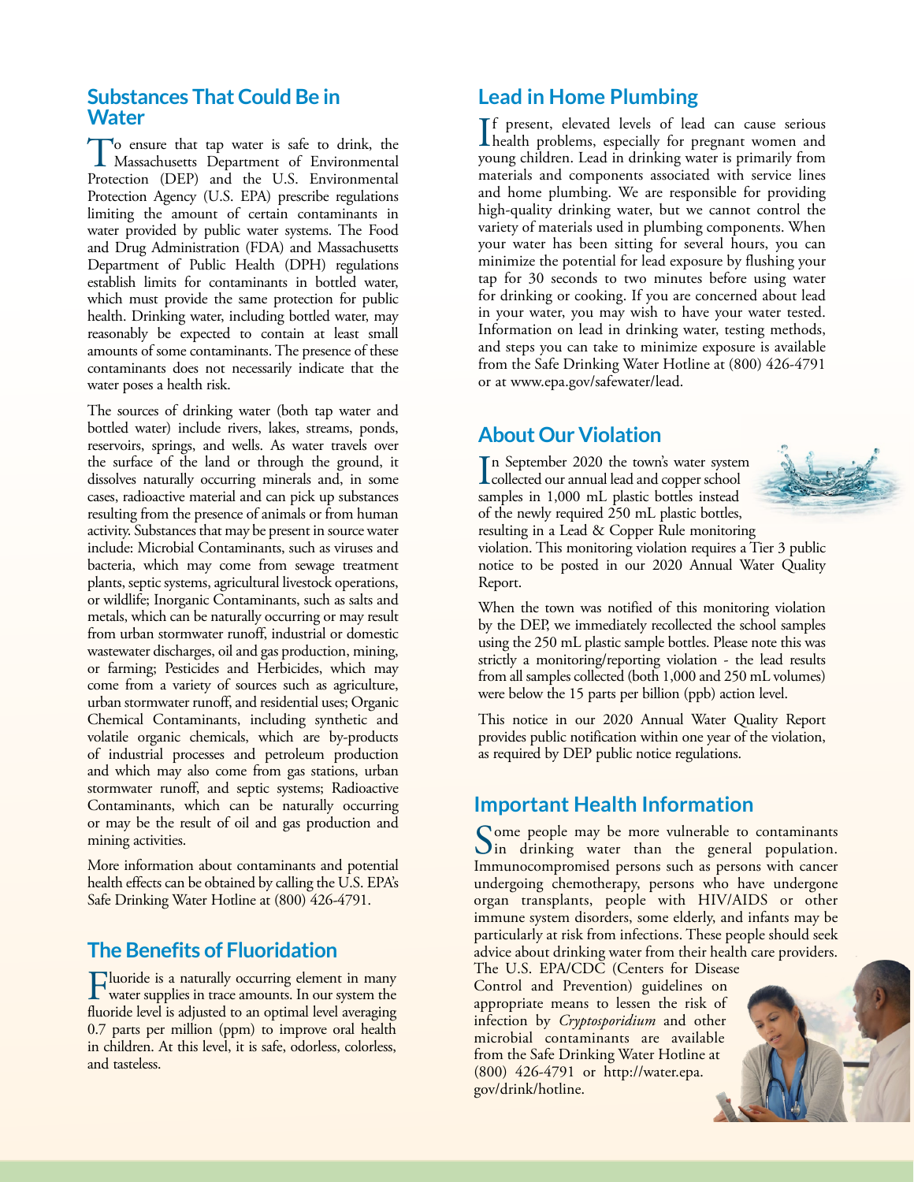## Substances That Could Be in Water

To ensure that tap water is safe to drink, the Massachusetts Department of Environmental Protection (DEP) and the U.S. Environmental Protection Agency (U.S. EPA) prescribe regulations limiting the amount of certain contaminants in water provided by public water systems. The Food and Drug Administration (FDA) and Massachusetts Department of Public Health (DPH) regulations establish limits for contaminants in bottled water, which must provide the same protection for public health. Drinking water, including bottled water, may reasonably be expected to contain at least small amounts of some contaminants. The presence of these contaminants does not necessarily indicate that the water poses a health risk.

The sources of drinking water (both tap water and bottled water) include rivers, lakes, streams, ponds, reservoirs, springs, and wells. As water travels over the surface of the land or through the ground, it dissolves naturally occurring minerals and, in some cases, radioactive material and can pick up substances resulting from the presence of animals or from human activity. Substances that may be present in source water include: Microbial Contaminants, such as viruses and bacteria, which may come from sewage treatment plants, septic systems, agricultural livestock operations, or wildlife; Inorganic Contaminants, such as salts and metals, which can be naturally occurring or may result from urban stormwater runoff, industrial or domestic wastewater discharges, oil and gas production, mining, or farming; Pesticides and Herbicides, which may come from a variety of sources such as agriculture, urban stormwater runoff, and residential uses; Organic Chemical Contaminants, including synthetic and volatile organic chemicals, which are by-products of industrial processes and petroleum production and which may also come from gas stations, urban stormwater runoff, and septic systems; Radioactive Contaminants, which can be naturally occurring or may be the result of oil and gas production and mining activities.

More information about contaminants and potential health effects can be obtained by calling the U.S. EPA's Safe Drinking Water Hotline at (800) 426-4791.

## The Benefits of Fluoridation

Fluoride is a naturally occurring element in many water supplies in trace amounts. In our system the fluoride level is adjusted to an optimal level averaging 0.7 parts per million (ppm) to improve oral health in children. At this level, it is safe, odorless, colorless, and tasteless.

## Lead in Home Plumbing

If present, elevated levels of lead can cause serious health problems, especially for pregnant women and young children. Lead in drinking water is primarily from materials and components associated with service lines and home plumbing. We are responsible for providing high-quality drinking water, but we cannot control the variety of materials used in plumbing components. When your water has been sitting for several hours, you can minimize the potential for lead exposure by flushing your tap for 30 seconds to two minutes before using water for drinking or cooking. If you are concerned about lead in your water, you may wish to have your water tested. Information on lead in drinking water, testing methods, and steps you can take to minimize exposure is available from the Safe Drinking Water Hotline at (800) 426-4791 or at www.epa.gov/safewater/lead.

## About Our Violation

In September 2020 the town's water system collected our annual lead and copper school samples in 1,000 mL plastic bottles instead of the newly required 250 mL plastic bottles, resulting in a Lead & Copper Rule monitoring violation. This monitoring violation requires a Tier 3 public notice to be posted in our 2020 Annual Water Quality Report.

When the town was notified of this monitoring violation by the DEP, we immediately recollected the school samples using the 250 mL plastic sample bottles. Please note this was strictly a monitoring/reporting violation - the lead results from all samples collected (both 1,000 and 250 mL volumes) were below the 15 parts per billion (ppb) action level.

This notice in our 2020 Annual Water Quality Report provides public notification within one year of the violation, as required by DEP public notice regulations.

## Important Health Information

Some people may be more vulnerable to contaminants in drinking water than the general population. Immunocompromised persons such as persons with cancer undergoing chemotherapy, persons who have undergone organ transplants, people with HIV/AIDS or other immune system disorders, some elderly, and infants may be particularly at risk from infections. These people should seek advice about drinking water from their health care providers. The U.S. EPA/CDC (Centers for Disease Control and Prevention) guidelines on appropriate means to lessen the risk of infection by *Cryptosporidium* and other microbial contaminants are available from the Safe Drinking Water Hotline at (800) 426-4791 or http://water.epa.gov/drink/hotline.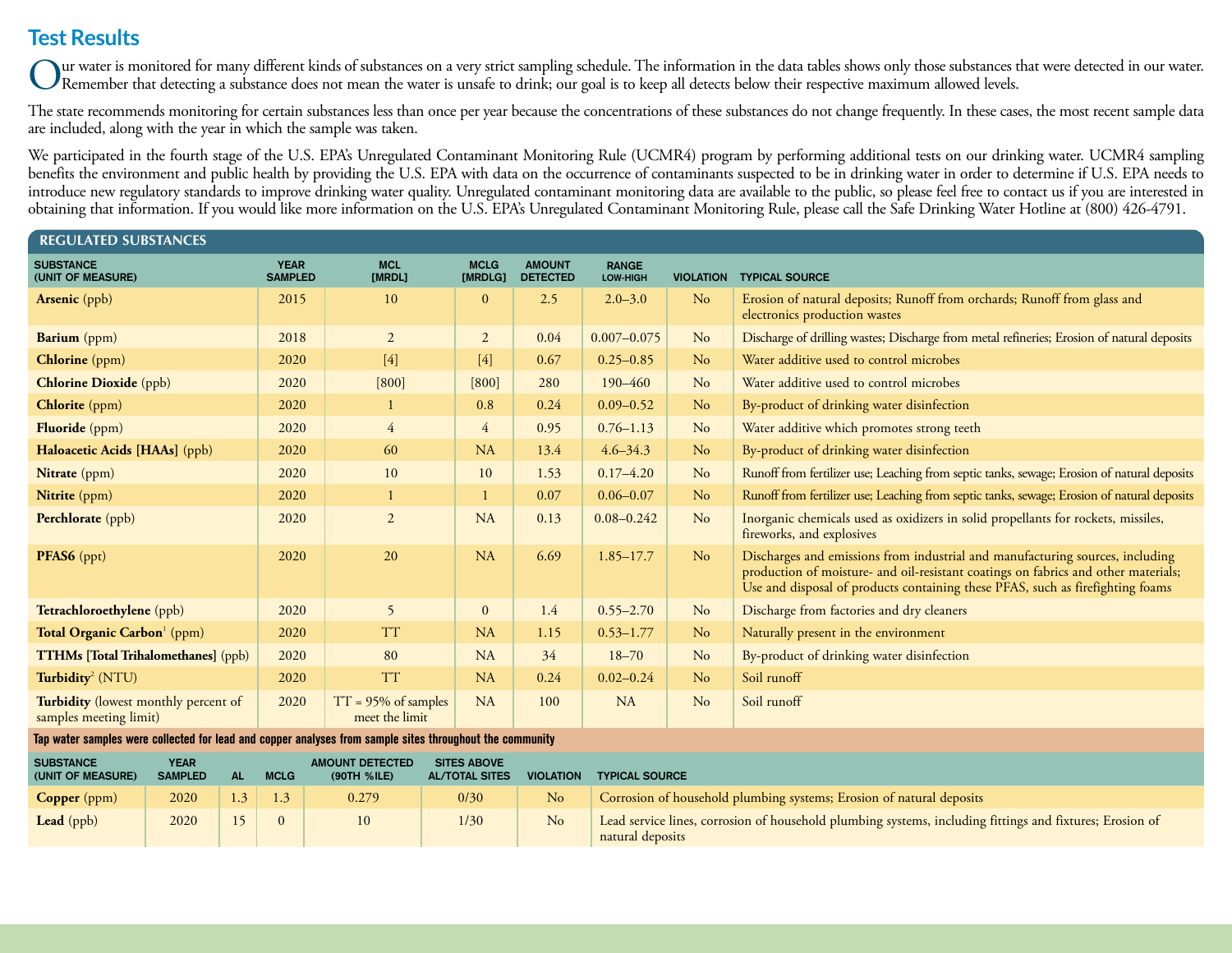## Test Results

Our water is monitored for many different kinds of substances on a very strict sampling schedule. The information in the data tables shows only those substances that were detected in our water. Remember that detecting a substance does not mean the water is unsafe to drink; our goal is to keep all detects below their respective maximum allowed levels.

The state recommends monitoring for certain substances less than once per year because the concentrations of these substances do not change frequently. In these cases, the most recent sample data are included, along with the year in which the sample was taken.

We participated in the fourth stage of the U.S. EPA's Unregulated Contaminant Monitoring Rule (UCMR4) program by performing additional tests on our drinking water. UCMR4 sampling benefits the environment and public health by providing the U.S. EPA with data on the occurrence of contaminants suspected to be in drinking water in order to determine if U.S. EPA needs to introduce new regulatory standards to improve drinking water quality. Unregulated contaminant monitoring data are available to the public, so please feel free to contact us if you are interested in obtaining that information. If you would like more information on the U.S. EPA's Unregulated Contaminant Monitoring Rule, please call the Safe Drinking Water Hotline at (800) 426-4791.

### REGULATED SUBSTANCES

| SUBSTANCE (UNIT OF MEASURE) | YEAR SAMPLED | MCL [MRDL] | MCLG [MRDLG] | AMOUNT DETECTED | RANGE LOW-HIGH | VIOLATION | TYPICAL SOURCE |
|---|---|---|---|---|---|---|---|
| **Arsenic** (ppb) | 2015 | 10 | 0 | 2.5 | 2.0–3.0 | No | Erosion of natural deposits; Runoff from orchards; Runoff from glass and electronics production wastes |
| **Barium** (ppm) | 2018 | 2 | 2 | 0.04 | 0.007–0.075 | No | Discharge of drilling wastes; Discharge from metal refineries; Erosion of natural deposits |
| **Chlorine** (ppm) | 2020 | [4] | [4] | 0.67 | 0.25–0.85 | No | Water additive used to control microbes |
| **Chlorine Dioxide** (ppb) | 2020 | [800] | [800] | 280 | 190–460 | No | Water additive used to control microbes |
| **Chlorite** (ppm) | 2020 | 1 | 0.8 | 0.24 | 0.09–0.52 | No | By-product of drinking water disinfection |
| **Fluoride** (ppm) | 2020 | 4 | 4 | 0.95 | 0.76–1.13 | No | Water additive which promotes strong teeth |
| **Haloacetic Acids [HAAs]** (ppb) | 2020 | 60 | NA | 13.4 | 4.6–34.3 | No | By-product of drinking water disinfection |
| **Nitrate** (ppm) | 2020 | 10 | 10 | 1.53 | 0.17–4.20 | No | Runoff from fertilizer use; Leaching from septic tanks, sewage; Erosion of natural deposits |
| **Nitrite** (ppm) | 2020 | 1 | 1 | 0.07 | 0.06–0.07 | No | Runoff from fertilizer use; Leaching from septic tanks, sewage; Erosion of natural deposits |
| **Perchlorate** (ppb) | 2020 | 2 | NA | 0.13 | 0.08–0.242 | No | Inorganic chemicals used as oxidizers in solid propellants for rockets, missiles, fireworks, and explosives |
| **PFAS6** (ppt) | 2020 | 20 | NA | 6.69 | 1.85–17.7 | No | Discharges and emissions from industrial and manufacturing sources, including production of moisture- and oil-resistant coatings on fabrics and other materials; Use and disposal of products containing these PFAS, such as firefighting foams |
| **Tetrachloroethylene** (ppb) | 2020 | 5 | 0 | 1.4 | 0.55–2.70 | No | Discharge from factories and dry cleaners |
| **Total Organic Carbon**[1] (ppm) | 2020 | TT | NA | 1.15 | 0.53–1.77 | No | Naturally present in the environment |
| **TTHMs [Total Trihalomethanes]** (ppb) | 2020 | 80 | NA | 34 | 18–70 | No | By-product of drinking water disinfection |
| **Turbidity**[2] (NTU) | 2020 | TT | NA | 0.24 | 0.02–0.24 | No | Soil runoff |
| **Turbidity** (lowest monthly percent of samples meeting limit) | 2020 | TT = 95% of samples meet the limit | NA | 100 | NA | No | Soil runoff |

**Tap water samples were collected for lead and copper analyses from sample sites throughout the community**

| SUBSTANCE (UNIT OF MEASURE) | YEAR SAMPLED | AL | MCLG | AMOUNT DETECTED (90TH %ILE) | SITES ABOVE AL/TOTAL SITES | VIOLATION | TYPICAL SOURCE |
|---|---|---|---|---|---|---|---|
| **Copper** (ppm) | 2020 | 1.3 | 1.3 | 0.279 | 0/30 | No | Corrosion of household plumbing systems; Erosion of natural deposits |
| **Lead** (ppb) | 2020 | 15 | 0 | 10 | 1/30 | No | Lead service lines, corrosion of household plumbing systems, including fittings and fixtures; Erosion of natural deposits |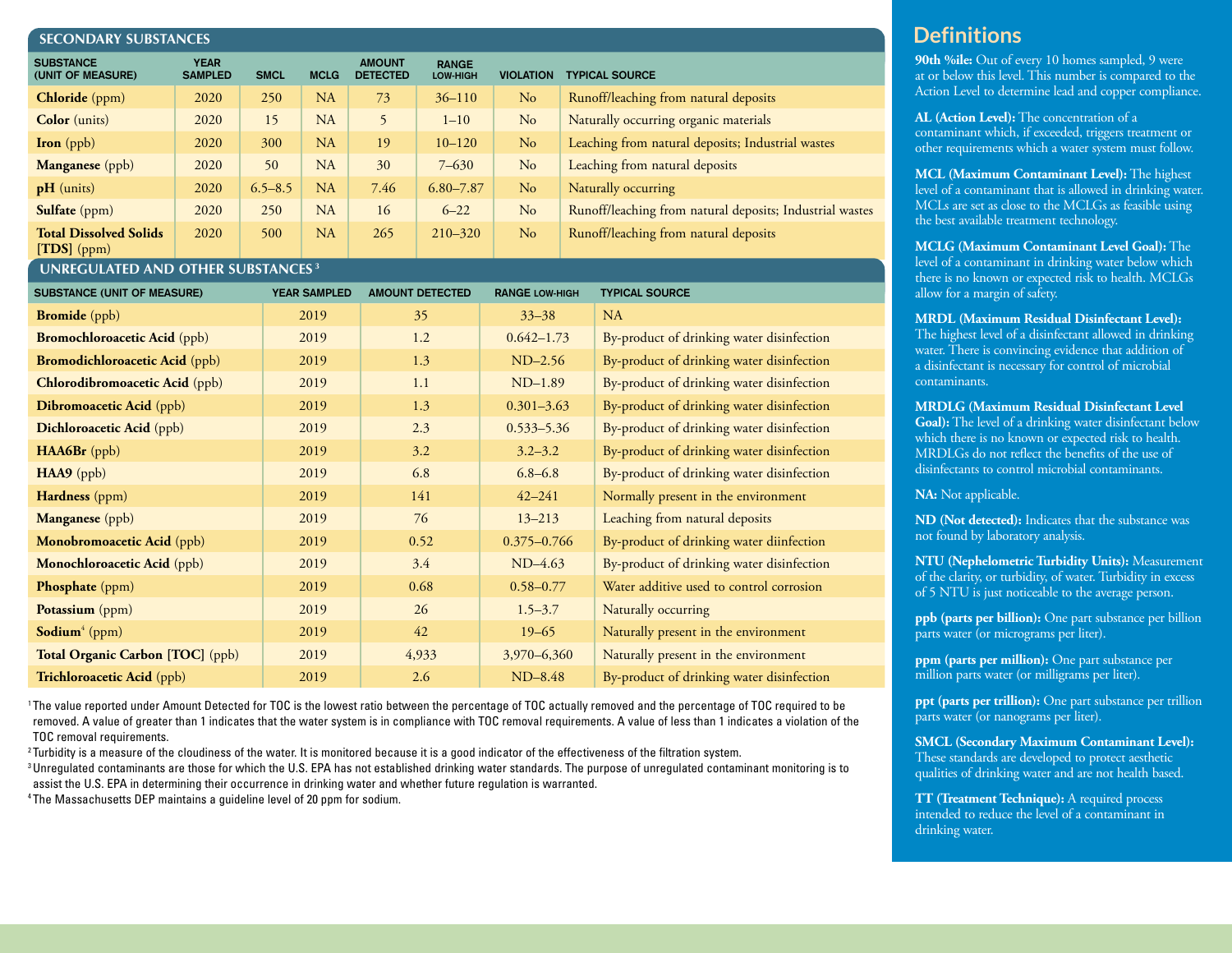## SECONDARY SUBSTANCES

| SUBSTANCE (UNIT OF MEASURE) | YEAR SAMPLED | SMCL | MCLG | AMOUNT DETECTED | RANGE LOW-HIGH | VIOLATION | TYPICAL SOURCE |
|---|---|---|---|---|---|---|---|
| **Chloride** (ppm) | 2020 | 250 | NA | 73 | 36–110 | No | Runoff/leaching from natural deposits |
| **Color** (units) | 2020 | 15 | NA | 5 | 1–10 | No | Naturally occurring organic materials |
| **Iron** (ppb) | 2020 | 300 | NA | 19 | 10–120 | No | Leaching from natural deposits; Industrial wastes |
| **Manganese** (ppb) | 2020 | 50 | NA | 30 | 7–630 | No | Leaching from natural deposits |
| **pH** (units) | 2020 | 6.5–8.5 | NA | 7.46 | 6.80–7.87 | No | Naturally occurring |
| **Sulfate** (ppm) | 2020 | 250 | NA | 16 | 6–22 | No | Runoff/leaching from natural deposits; Industrial wastes |
| **Total Dissolved Solids [TDS]** (ppm) | 2020 | 500 | NA | 265 | 210–320 | No | Runoff/leaching from natural deposits |

## UNREGULATED AND OTHER SUBSTANCES [3]

| SUBSTANCE (UNIT OF MEASURE) | YEAR SAMPLED | AMOUNT DETECTED | RANGE LOW-HIGH | TYPICAL SOURCE |
|---|---|---|---|---|
| **Bromide** (ppb) | 2019 | 35 | 33–38 | NA |
| **Bromochloroacetic Acid** (ppb) | 2019 | 1.2 | 0.642–1.73 | By-product of drinking water disinfection |
| **Bromodichloroacetic Acid** (ppb) | 2019 | 1.3 | ND–2.56 | By-product of drinking water disinfection |
| **Chlorodibromoacetic Acid** (ppb) | 2019 | 1.1 | ND–1.89 | By-product of drinking water disinfection |
| **Dibromoacetic Acid** (ppb) | 2019 | 1.3 | 0.301–3.63 | By-product of drinking water disinfection |
| **Dichloroacetic Acid** (ppb) | 2019 | 2.3 | 0.533–5.36 | By-product of drinking water disinfection |
| **HAA6Br** (ppb) | 2019 | 3.2 | 3.2–3.2 | By-product of drinking water disinfection |
| **HAA9** (ppb) | 2019 | 6.8 | 6.8–6.8 | By-product of drinking water disinfection |
| **Hardness** (ppm) | 2019 | 141 | 42–241 | Normally present in the environment |
| **Manganese** (ppb) | 2019 | 76 | 13–213 | Leaching from natural deposits |
| **Monobromoacetic Acid** (ppb) | 2019 | 0.52 | 0.375–0.766 | By-product of drinking water diinfection |
| **Monochloroacetic Acid** (ppb) | 2019 | 3.4 | ND–4.63 | By-product of drinking water disinfection |
| **Phosphate** (ppm) | 2019 | 0.68 | 0.58–0.77 | Water additive used to control corrosion |
| **Potassium** (ppm) | 2019 | 26 | 1.5–3.7 | Naturally occurring |
| **Sodium**[4] (ppm) | 2019 | 42 | 19–65 | Naturally present in the environment |
| **Total Organic Carbon [TOC]** (ppb) | 2019 | 4,933 | 3,970–6,360 | Naturally present in the environment |
| **Trichloroacetic Acid** (ppb) | 2019 | 2.6 | ND–8.48 | By-product of drinking water disinfection |

[1] The value reported under Amount Detected for TOC is the lowest ratio between the percentage of TOC actually removed and the percentage of TOC required to be removed. A value of greater than 1 indicates that the water system is in compliance with TOC removal requirements. A value of less than 1 indicates a violation of the TOC removal requirements.

[2] Turbidity is a measure of the cloudiness of the water. It is monitored because it is a good indicator of the effectiveness of the filtration system.

[3] Unregulated contaminants are those for which the U.S. EPA has not established drinking water standards. The purpose of unregulated contaminant monitoring is to assist the U.S. EPA in determining their occurrence in drinking water and whether future regulation is warranted.

[4] The Massachusetts DEP maintains a guideline level of 20 ppm for sodium.

## Definitions

**90th %ile:** Out of every 10 homes sampled, 9 were at or below this level. This number is compared to the Action Level to determine lead and copper compliance.

**AL (Action Level):** The concentration of a contaminant which, if exceeded, triggers treatment or other requirements which a water system must follow.

**MCL (Maximum Contaminant Level):** The highest level of a contaminant that is allowed in drinking water. MCLs are set as close to the MCLGs as feasible using the best available treatment technology.

**MCLG (Maximum Contaminant Level Goal):** The level of a contaminant in drinking water below which there is no known or expected risk to health. MCLGs allow for a margin of safety.

**MRDL (Maximum Residual Disinfectant Level):** The highest level of a disinfectant allowed in drinking water. There is convincing evidence that addition of a disinfectant is necessary for control of microbial contaminants.

**MRDLG (Maximum Residual Disinfectant Level Goal):** The level of a drinking water disinfectant below which there is no known or expected risk to health. MRDLGs do not reflect the benefits of the use of disinfectants to control microbial contaminants.

**NA:** Not applicable.

**ND (Not detected):** Indicates that the substance was not found by laboratory analysis.

**NTU (Nephelometric Turbidity Units):** Measurement of the clarity, or turbidity, of water. Turbidity in excess of 5 NTU is just noticeable to the average person.

**ppb (parts per billion):** One part substance per billion parts water (or micrograms per liter).

**ppm (parts per million):** One part substance per million parts water (or milligrams per liter).

**ppt (parts per trillion):** One part substance per trillion parts water (or nanograms per liter).

**SMCL (Secondary Maximum Contaminant Level):** These standards are developed to protect aesthetic qualities of drinking water and are not health based.

**TT (Treatment Technique):** A required process intended to reduce the level of a contaminant in drinking water.